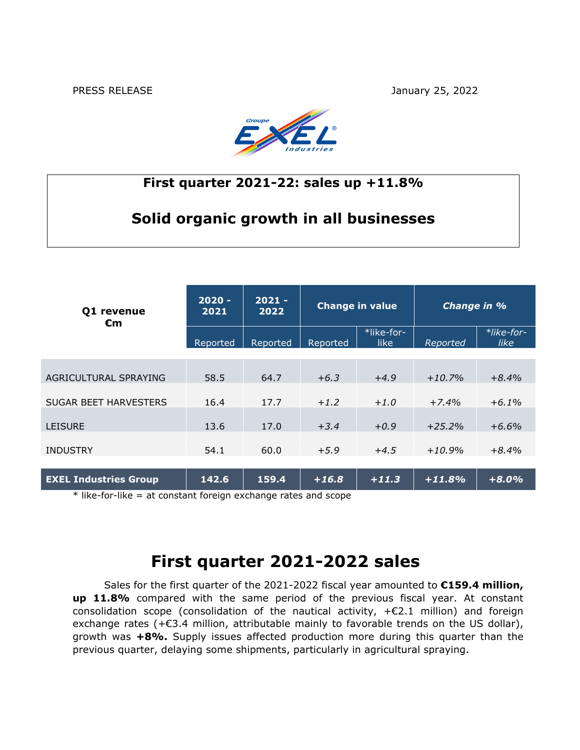PRESS RELEASE

January 25, 2022

# First quarter 2021-22: sales up +11.8%

# Solid organic growth in all businesses

| Q1 revenue €m | 2020 - 2021 | 2021 - 2022 | Change in value | | *Change in %* | |
|---|---|---|---|---|---|---|
| | Reported | Reported | Reported | *like-for-like | *Reported* | *\*like-for-like* |
| AGRICULTURAL SPRAYING | 58.5 | 64.7 | *+6.3* | *+4.9* | *+10.7%* | *+8.4%* |
| SUGAR BEET HARVESTERS | 16.4 | 17.7 | *+1.2* | *+1.0* | *+7.4%* | *+6.1%* |
| LEISURE | 13.6 | 17.0 | *+3.4* | *+0.9* | *+25.2%* | *+6.6%* |
| INDUSTRY | 54.1 | 60.0 | *+5.9* | *+4.5* | *+10.9%* | *+8.4%* |
| **EXEL Industries Group** | **142.6** | **159.4** | ***+16.8*** | ***+11.3*** | ***+11.8%*** | ***+8.0%*** |

\* like-for-like = at constant foreign exchange rates and scope

# First quarter 2021-2022 sales

Sales for the first quarter of the 2021-2022 fiscal year amounted to **€159.4 million, up 11.8%** compared with the same period of the previous fiscal year. At constant consolidation scope (consolidation of the nautical activity, +€2.1 million) and foreign exchange rates (+€3.4 million, attributable mainly to favorable trends on the US dollar), growth was **+8%.** Supply issues affected production more during this quarter than the previous quarter, delaying some shipments, particularly in agricultural spraying.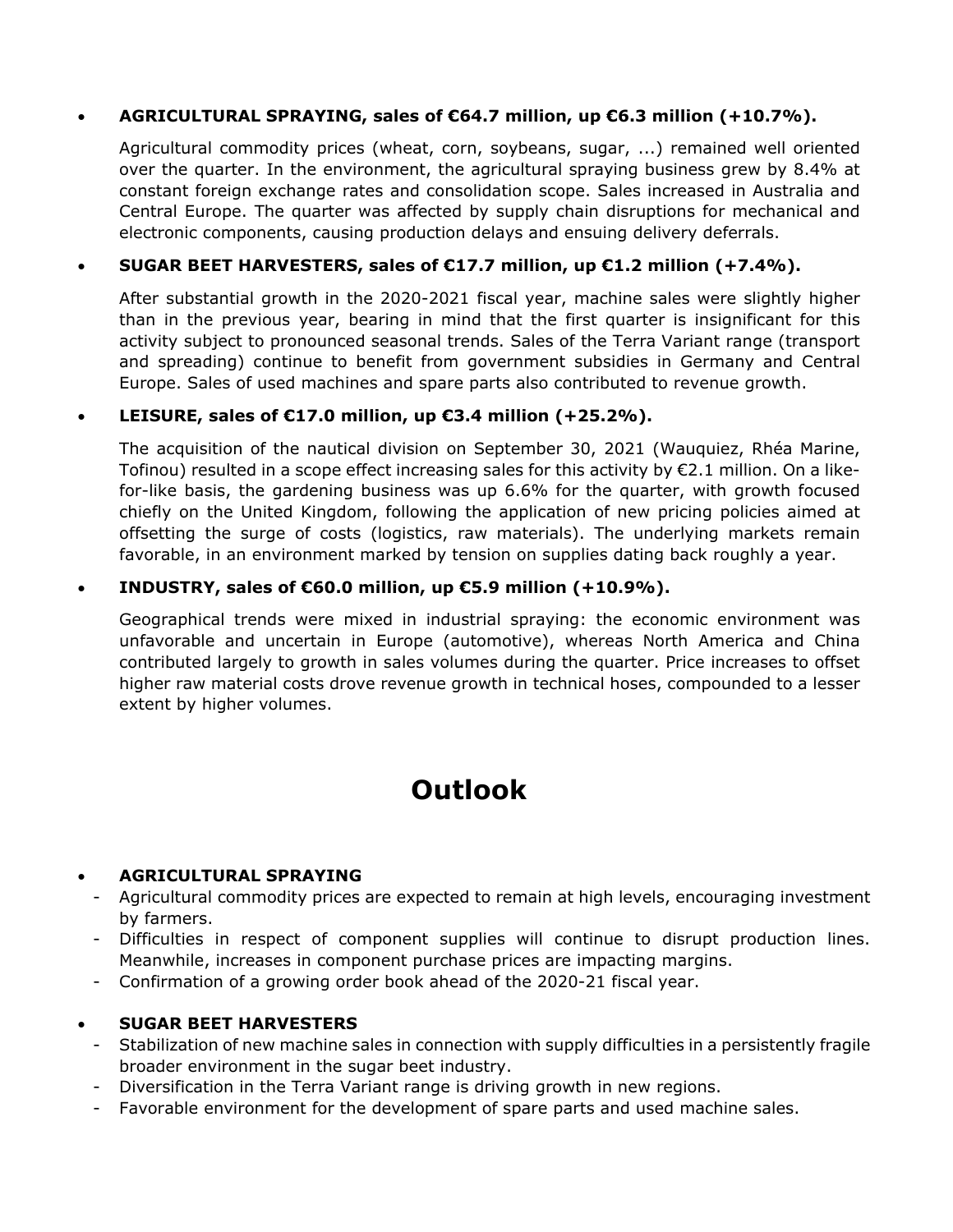- **AGRICULTURAL SPRAYING, sales of €64.7 million, up €6.3 million (+10.7%).**

  Agricultural commodity prices (wheat, corn, soybeans, sugar, ...) remained well oriented over the quarter. In the environment, the agricultural spraying business grew by 8.4% at constant foreign exchange rates and consolidation scope. Sales increased in Australia and Central Europe. The quarter was affected by supply chain disruptions for mechanical and electronic components, causing production delays and ensuing delivery deferrals.

- **SUGAR BEET HARVESTERS, sales of €17.7 million, up €1.2 million (+7.4%).**

  After substantial growth in the 2020-2021 fiscal year, machine sales were slightly higher than in the previous year, bearing in mind that the first quarter is insignificant for this activity subject to pronounced seasonal trends. Sales of the Terra Variant range (transport and spreading) continue to benefit from government subsidies in Germany and Central Europe. Sales of used machines and spare parts also contributed to revenue growth.

- **LEISURE, sales of €17.0 million, up €3.4 million (+25.2%).**

  The acquisition of the nautical division on September 30, 2021 (Wauquiez, Rhéa Marine, Tofinou) resulted in a scope effect increasing sales for this activity by €2.1 million. On a like-for-like basis, the gardening business was up 6.6% for the quarter, with growth focused chiefly on the United Kingdom, following the application of new pricing policies aimed at offsetting the surge of costs (logistics, raw materials). The underlying markets remain favorable, in an environment marked by tension on supplies dating back roughly a year.

- **INDUSTRY, sales of €60.0 million, up €5.9 million (+10.9%).**

  Geographical trends were mixed in industrial spraying: the economic environment was unfavorable and uncertain in Europe (automotive), whereas North America and China contributed largely to growth in sales volumes during the quarter. Price increases to offset higher raw material costs drove revenue growth in technical hoses, compounded to a lesser extent by higher volumes.

# Outlook

- **AGRICULTURAL SPRAYING**
  - Agricultural commodity prices are expected to remain at high levels, encouraging investment by farmers.
  - Difficulties in respect of component supplies will continue to disrupt production lines. Meanwhile, increases in component purchase prices are impacting margins.
  - Confirmation of a growing order book ahead of the 2020-21 fiscal year.

- **SUGAR BEET HARVESTERS**
  - Stabilization of new machine sales in connection with supply difficulties in a persistently fragile broader environment in the sugar beet industry.
  - Diversification in the Terra Variant range is driving growth in new regions.
  - Favorable environment for the development of spare parts and used machine sales.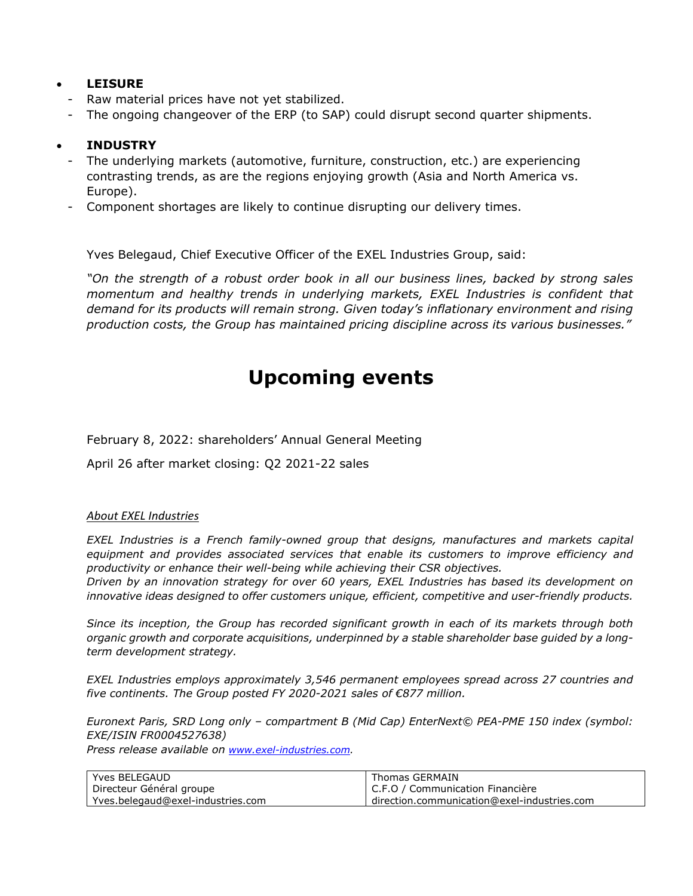- **LEISURE**
  - Raw material prices have not yet stabilized.
  - The ongoing changeover of the ERP (to SAP) could disrupt second quarter shipments.

- **INDUSTRY**
  - The underlying markets (automotive, furniture, construction, etc.) are experiencing contrasting trends, as are the regions enjoying growth (Asia and North America vs. Europe).
  - Component shortages are likely to continue disrupting our delivery times.

Yves Belegaud, Chief Executive Officer of the EXEL Industries Group, said:

*"On the strength of a robust order book in all our business lines, backed by strong sales momentum and healthy trends in underlying markets, EXEL Industries is confident that demand for its products will remain strong. Given today's inflationary environment and rising production costs, the Group has maintained pricing discipline across its various businesses."*

# Upcoming events

February 8, 2022: shareholders' Annual General Meeting

April 26 after market closing: Q2 2021-22 sales

*About EXEL Industries*

*EXEL Industries is a French family-owned group that designs, manufactures and markets capital equipment and provides associated services that enable its customers to improve efficiency and productivity or enhance their well-being while achieving their CSR objectives.*
*Driven by an innovation strategy for over 60 years, EXEL Industries has based its development on innovative ideas designed to offer customers unique, efficient, competitive and user-friendly products.*

*Since its inception, the Group has recorded significant growth in each of its markets through both organic growth and corporate acquisitions, underpinned by a stable shareholder base guided by a long-term development strategy.*

*EXEL Industries employs approximately 3,546 permanent employees spread across 27 countries and five continents. The Group posted FY 2020-2021 sales of €877 million.*

*Euronext Paris, SRD Long only – compartment B (Mid Cap) EnterNext© PEA-PME 150 index (symbol: EXE/ISIN FR0004527638)*
*Press release available on www.exel-industries.com.*

| | |
|---|---|
| Yves BELEGAUD<br>Directeur Général groupe<br>Yves.belegaud@exel-industries.com | Thomas GERMAIN<br>C.F.O / Communication Financière<br>direction.communication@exel-industries.com |